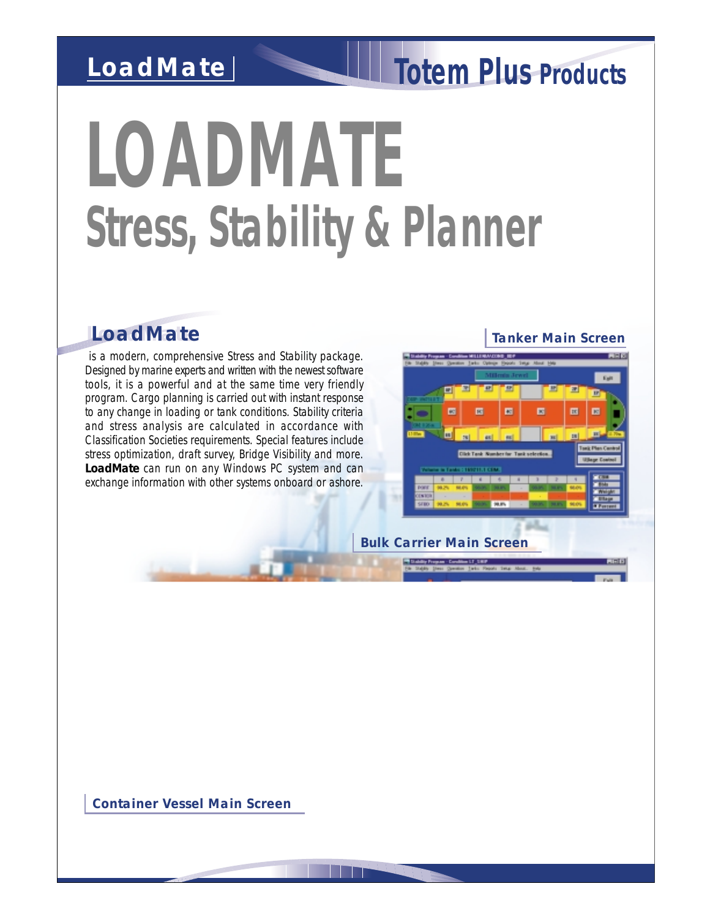LoadMate | Totem Plus Products

# LOADMATE

## Stress, Stability & Planner

### LoadMate

is a modern, comprehensive Stress and Stability package. Designed by marine experts and written with the newest software tools, it is a powerful and at the same time very friendly program. Cargo planning is carried out with instant response to any change in loading or tank conditions. Stability criteria and stress analysis are calculated in accordance with Classification Societies requirements. Special features include stress optimization, draft survey, Bridge Visibility and more. **LoadMate** can run on any Windows PC system and can exchange information with other systems onboard or ashore.

**Tanker Main Screen**

**Bulk Carrier Main Screen**

**Container Vessel Main Screen**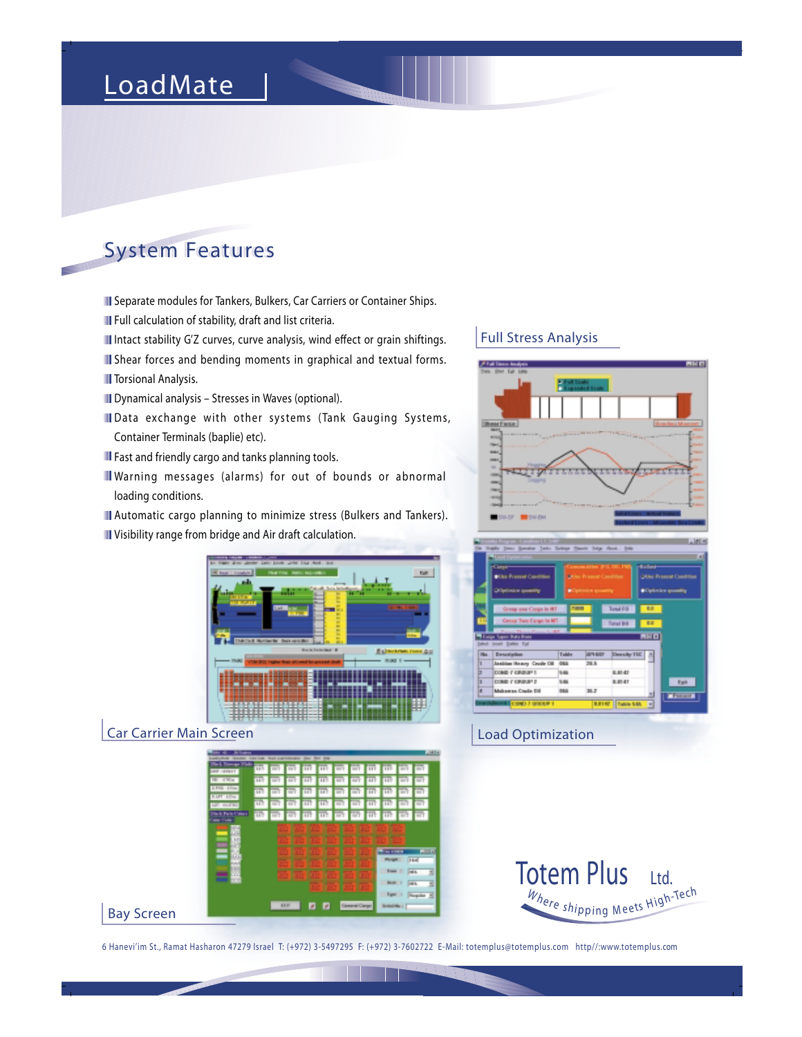# LoadMate

## System Features

- Separate modules for Tankers, Bulkers, Car Carriers or Container Ships.
- Full calculation of stability, draft and list criteria.
- Intact stability G'Z curves, curve analysis, wind effect or grain shiftings.
- Shear forces and bending moments in graphical and textual forms.
- Torsional Analysis.
- Dynamical analysis – Stresses in Waves (optional).
- Data exchange with other systems (Tank Gauging Systems, Container Terminals (baplie) etc).
- Fast and friendly cargo and tanks planning tools.
- Warning messages (alarms) for out of bounds or abnormal loading conditions.
- Automatic cargo planning to minimize stress (Bulkers and Tankers).
- Visibility range from bridge and Air draft calculation.

Full Stress Analysis

Load Optimization

Car Carrier Main Screen

Bay Screen

**Totem Plus Ltd.**
*Where shipping Meets High-Tech*

6 Hanevi'im St., Ramat Hasharon 47279 Israel T: (+972) 3-5497295 F: (+972) 3-7602722 E-Mail: totemplus@totemplus.com http//:www.totemplus.com